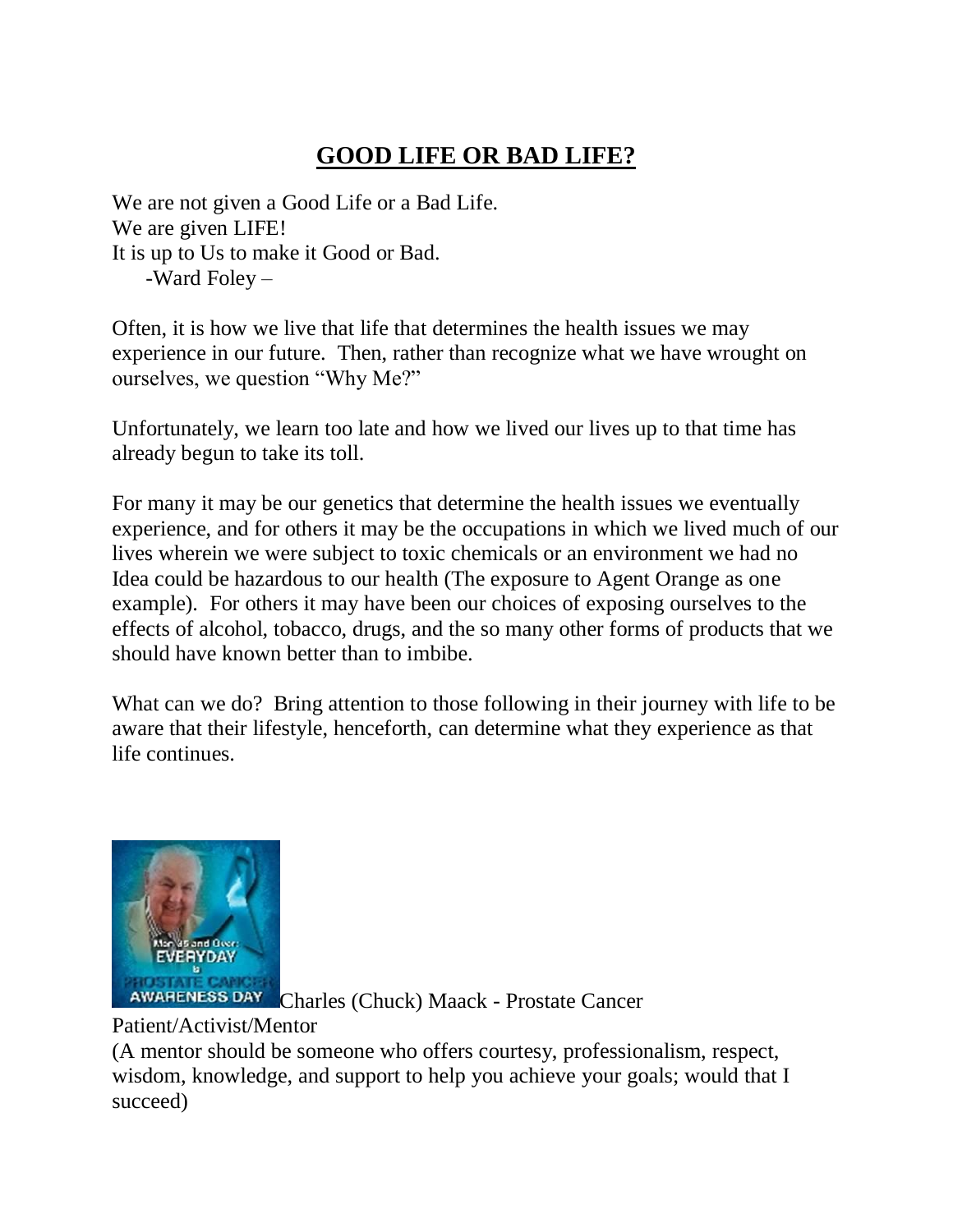# GOOD LIFE OR BAD LIFE?

We are not given a Good Life or a Bad Life.
We are given LIFE!
It is up to Us to make it Good or Bad.
-Ward Foley –

Often, it is how we live that life that determines the health issues we may experience in our future. Then, rather than recognize what we have wrought on ourselves, we question "Why Me?"

Unfortunately, we learn too late and how we lived our lives up to that time has already begun to take its toll.

For many it may be our genetics that determine the health issues we eventually experience, and for others it may be the occupations in which we lived much of our lives wherein we were subject to toxic chemicals or an environment we had no Idea could be hazardous to our health (The exposure to Agent Orange as one example). For others it may have been our choices of exposing ourselves to the effects of alcohol, tobacco, drugs, and the so many other forms of products that we should have known better than to imbibe.

What can we do? Bring attention to those following in their journey with life to be aware that their lifestyle, henceforth, can determine what they experience as that life continues.

Charles (Chuck) Maack - Prostate Cancer Patient/Activist/Mentor
(A mentor should be someone who offers courtesy, professionalism, respect, wisdom, knowledge, and support to help you achieve your goals; would that I succeed)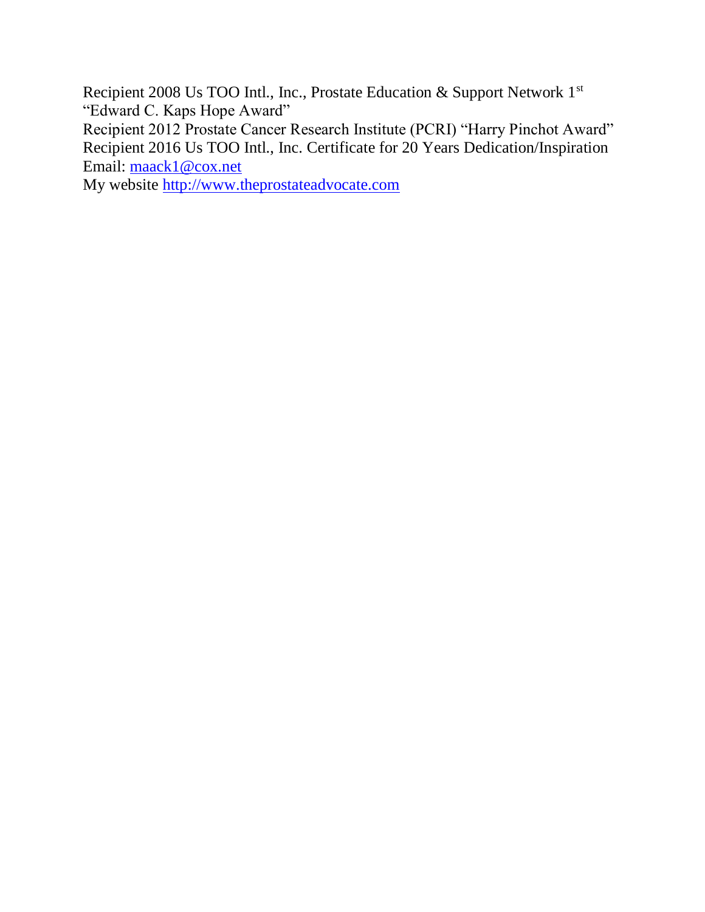Recipient 2008 Us TOO Intl., Inc., Prostate Education & Support Network 1st "Edward C. Kaps Hope Award"
Recipient 2012 Prostate Cancer Research Institute (PCRI) "Harry Pinchot Award"
Recipient 2016 Us TOO Intl., Inc. Certificate for 20 Years Dedication/Inspiration
Email: [maack1@cox.net](mailto:maack1@cox.net)
My website [http://www.theprostateadvocate.com](http://www.theprostateadvocate.com)